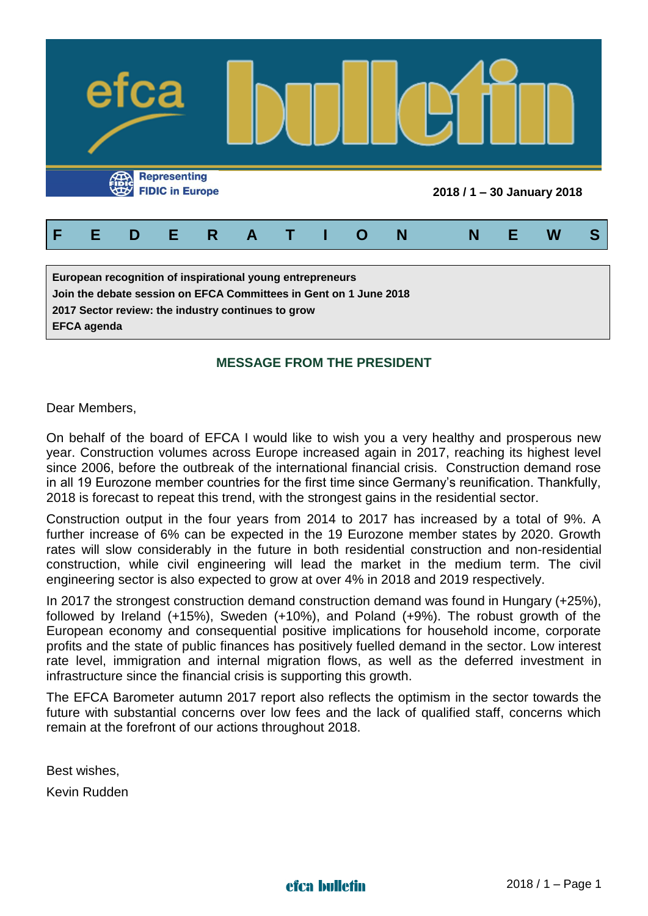# efca bulletin

Representing FIDIC in Europe

**2018 / 1 – 30 January 2018**

## FEDERATION NEWS

**European recognition of inspirational young entrepreneurs**
**Join the debate session on EFCA Committees in Gent on 1 June 2018**
**2017 Sector review: the industry continues to grow**
**EFCA agenda**

### MESSAGE FROM THE PRESIDENT

Dear Members,

On behalf of the board of EFCA I would like to wish you a very healthy and prosperous new year. Construction volumes across Europe increased again in 2017, reaching its highest level since 2006, before the outbreak of the international financial crisis. Construction demand rose in all 19 Eurozone member countries for the first time since Germany's reunification. Thankfully, 2018 is forecast to repeat this trend, with the strongest gains in the residential sector.

Construction output in the four years from 2014 to 2017 has increased by a total of 9%. A further increase of 6% can be expected in the 19 Eurozone member states by 2020. Growth rates will slow considerably in the future in both residential construction and non-residential construction, while civil engineering will lead the market in the medium term. The civil engineering sector is also expected to grow at over 4% in 2018 and 2019 respectively.

In 2017 the strongest construction demand construction demand was found in Hungary (+25%), followed by Ireland (+15%), Sweden (+10%), and Poland (+9%). The robust growth of the European economy and consequential positive implications for household income, corporate profits and the state of public finances has positively fuelled demand in the sector. Low interest rate level, immigration and internal migration flows, as well as the deferred investment in infrastructure since the financial crisis is supporting this growth.

The EFCA Barometer autumn 2017 report also reflects the optimism in the sector towards the future with substantial concerns over low fees and the lack of qualified staff, concerns which remain at the forefront of our actions throughout 2018.

Best wishes,

Kevin Rudden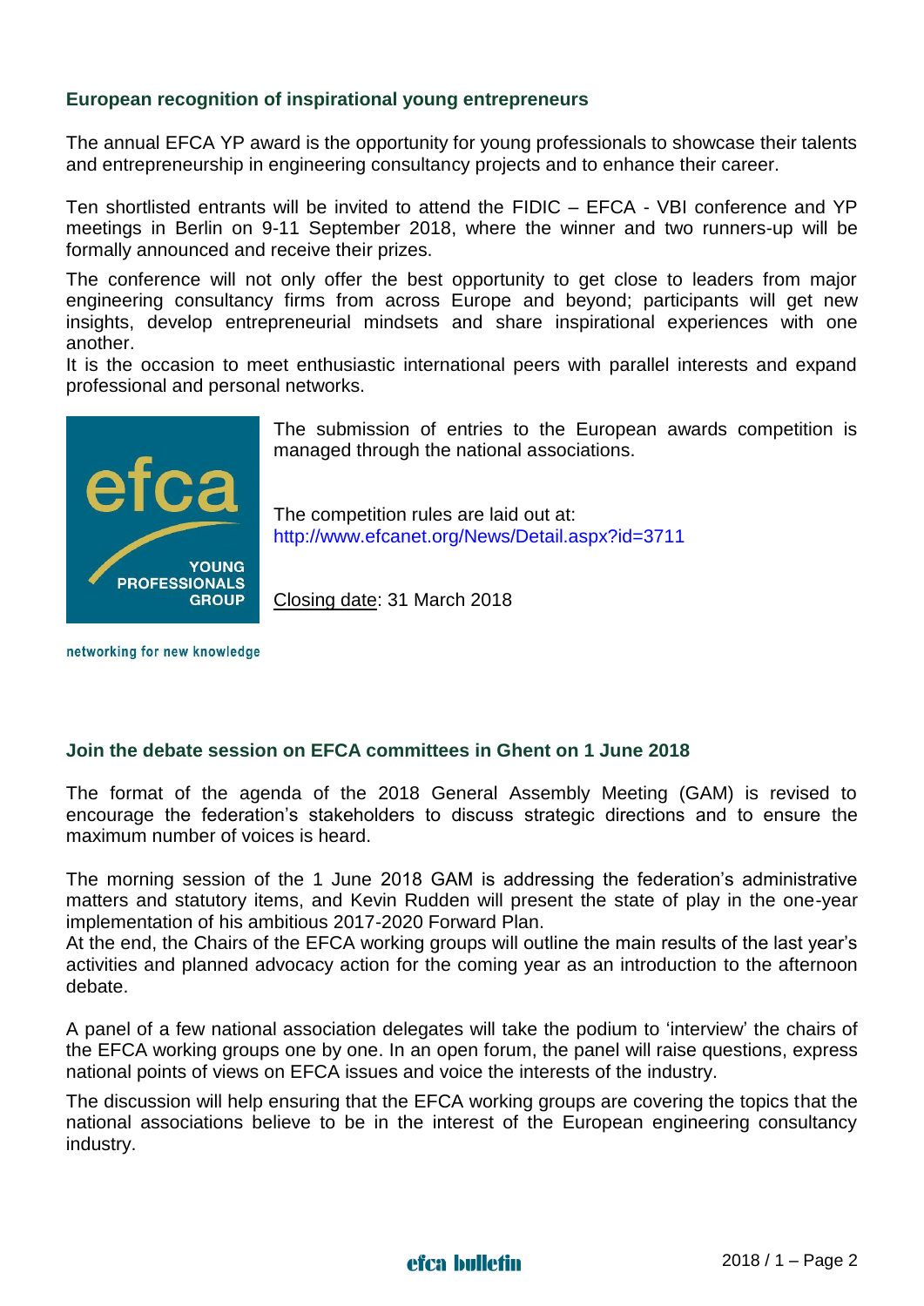## European recognition of inspirational young entrepreneurs

The annual EFCA YP award is the opportunity for young professionals to showcase their talents and entrepreneurship in engineering consultancy projects and to enhance their career.

Ten shortlisted entrants will be invited to attend the FIDIC – EFCA - VBI conference and YP meetings in Berlin on 9-11 September 2018, where the winner and two runners-up will be formally announced and receive their prizes.

The conference will not only offer the best opportunity to get close to leaders from major engineering consultancy firms from across Europe and beyond; participants will get new insights, develop entrepreneurial mindsets and share inspirational experiences with one another.

It is the occasion to meet enthusiastic international peers with parallel interests and expand professional and personal networks.

efca YOUNG PROFESSIONALS GROUP

networking for new knowledge

The submission of entries to the European awards competition is managed through the national associations.

The competition rules are laid out at: http://www.efcanet.org/News/Detail.aspx?id=3711

Closing date: 31 March 2018

## Join the debate session on EFCA committees in Ghent on 1 June 2018

The format of the agenda of the 2018 General Assembly Meeting (GAM) is revised to encourage the federation's stakeholders to discuss strategic directions and to ensure the maximum number of voices is heard.

The morning session of the 1 June 2018 GAM is addressing the federation's administrative matters and statutory items, and Kevin Rudden will present the state of play in the one-year implementation of his ambitious 2017-2020 Forward Plan.

At the end, the Chairs of the EFCA working groups will outline the main results of the last year's activities and planned advocacy action for the coming year as an introduction to the afternoon debate.

A panel of a few national association delegates will take the podium to 'interview' the chairs of the EFCA working groups one by one. In an open forum, the panel will raise questions, express national points of views on EFCA issues and voice the interests of the industry.

The discussion will help ensuring that the EFCA working groups are covering the topics that the national associations believe to be in the interest of the European engineering consultancy industry.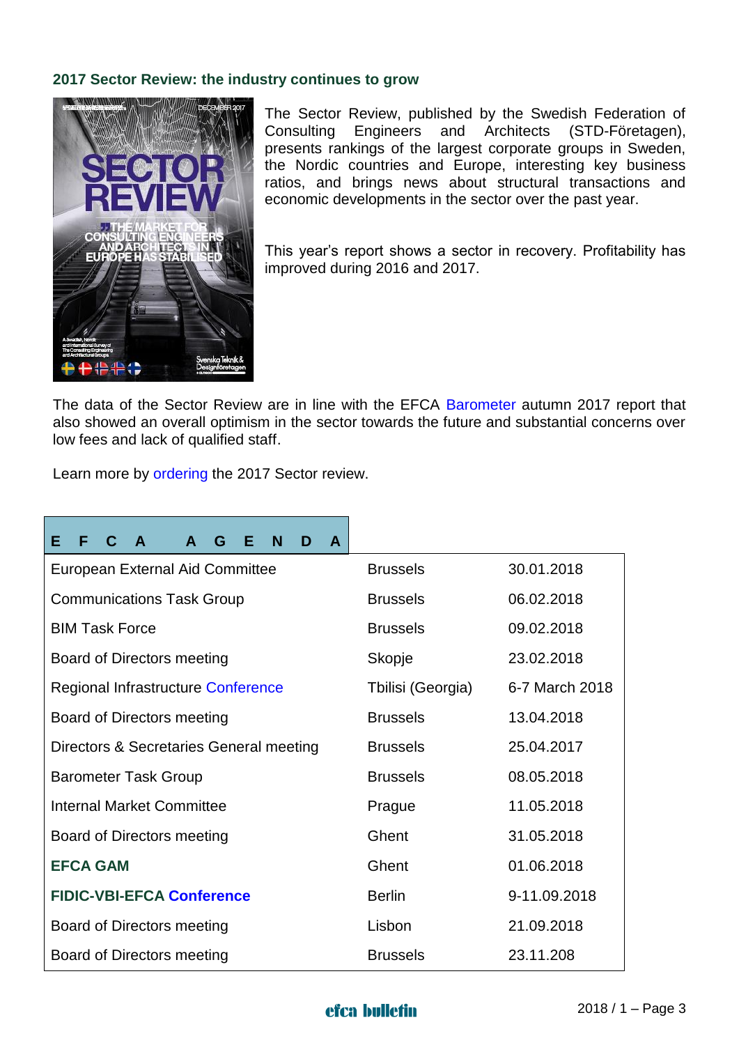## 2017 Sector Review: the industry continues to grow

The Sector Review, published by the Swedish Federation of Consulting Engineers and Architects (STD-Företagen), presents rankings of the largest corporate groups in Sweden, the Nordic countries and Europe, interesting key business ratios, and brings news about structural transactions and economic developments in the sector over the past year.

This year's report shows a sector in recovery. Profitability has improved during 2016 and 2017.

The data of the Sector Review are in line with the EFCA Barometer autumn 2017 report that also showed an overall optimism in the sector towards the future and substantial concerns over low fees and lack of qualified staff.

Learn more by ordering the 2017 Sector review.

| EFCA AGENDA | | |
|---|---|---|
| European External Aid Committee | Brussels | 30.01.2018 |
| Communications Task Group | Brussels | 06.02.2018 |
| BIM Task Force | Brussels | 09.02.2018 |
| Board of Directors meeting | Skopje | 23.02.2018 |
| Regional Infrastructure Conference | Tbilisi (Georgia) | 6-7 March 2018 |
| Board of Directors meeting | Brussels | 13.04.2018 |
| Directors & Secretaries General meeting | Brussels | 25.04.2017 |
| Barometer Task Group | Brussels | 08.05.2018 |
| Internal Market Committee | Prague | 11.05.2018 |
| Board of Directors meeting | Ghent | 31.05.2018 |
| **EFCA GAM** | Ghent | 01.06.2018 |
| **FIDIC-VBI-EFCA Conference** | Berlin | 9-11.09.2018 |
| Board of Directors meeting | Lisbon | 21.09.2018 |
| Board of Directors meeting | Brussels | 23.11.208 |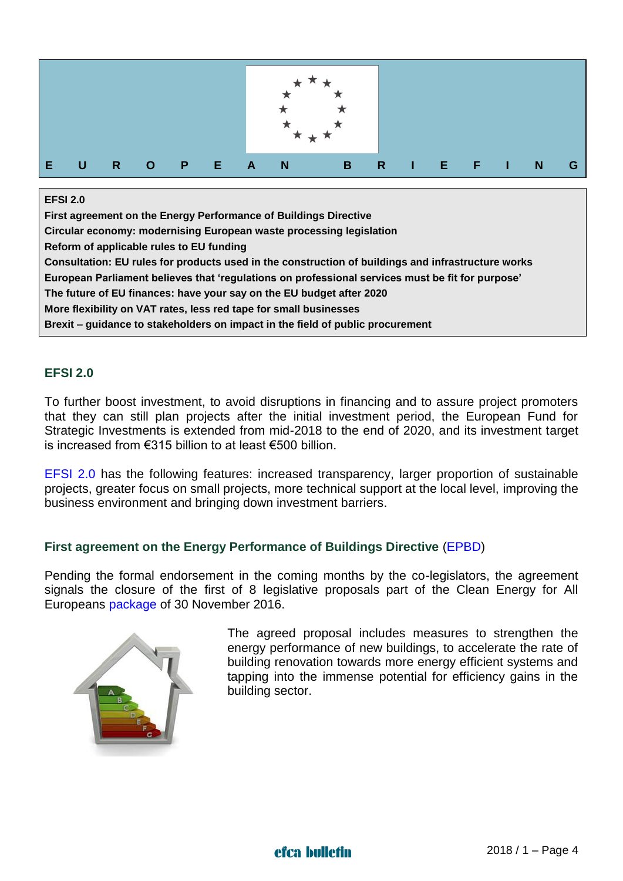# E U R O P E A N  B R I E F I N G

**EFSI 2.0**
**First agreement on the Energy Performance of Buildings Directive**
**Circular economy: modernising European waste processing legislation**
**Reform of applicable rules to EU funding**
**Consultation: EU rules for products used in the construction of buildings and infrastructure works**
**European Parliament believes that 'regulations on professional services must be fit for purpose'**
**The future of EU finances: have your say on the EU budget after 2020**
**More flexibility on VAT rates, less red tape for small businesses**
**Brexit – guidance to stakeholders on impact in the field of public procurement**

## EFSI 2.0

To further boost investment, to avoid disruptions in financing and to assure project promoters that they can still plan projects after the initial investment period, the European Fund for Strategic Investments is extended from mid-2018 to the end of 2020, and its investment target is increased from €315 billion to at least €500 billion.

EFSI 2.0 has the following features: increased transparency, larger proportion of sustainable projects, greater focus on small projects, more technical support at the local level, improving the business environment and bringing down investment barriers.

## First agreement on the Energy Performance of Buildings Directive (EPBD)

Pending the formal endorsement in the coming months by the co-legislators, the agreement signals the closure of the first of 8 legislative proposals part of the Clean Energy for All Europeans package of 30 November 2016.

The agreed proposal includes measures to strengthen the energy performance of new buildings, to accelerate the rate of building renovation towards more energy efficient systems and tapping into the immense potential for efficiency gains in the building sector.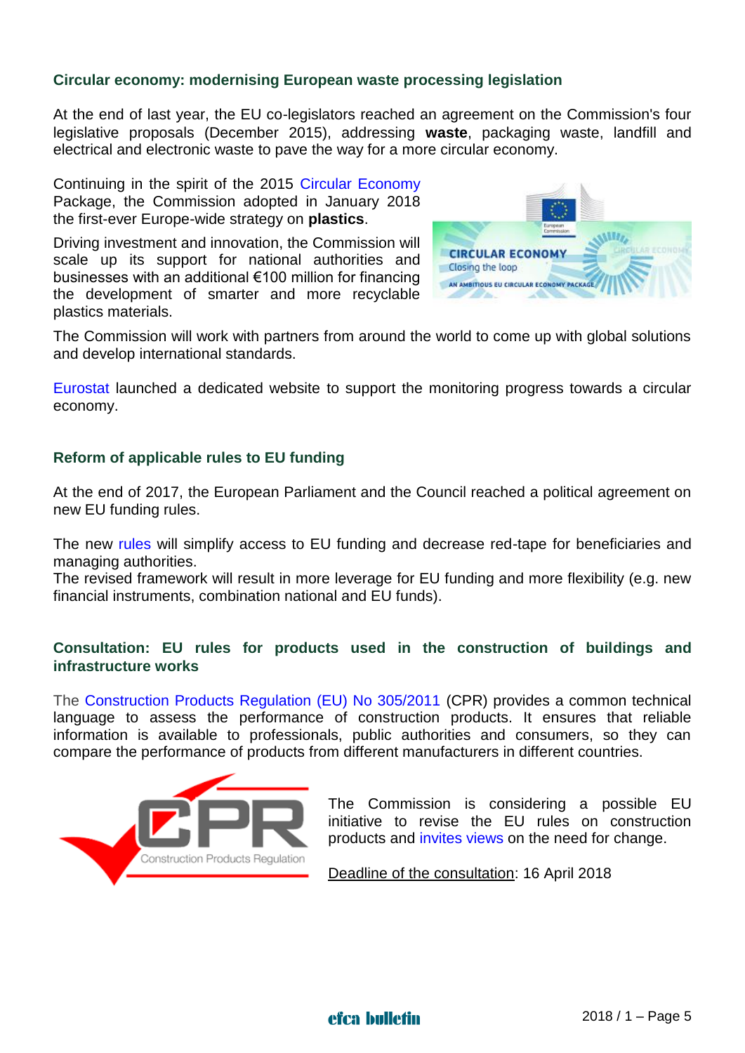## Circular economy: modernising European waste processing legislation

At the end of last year, the EU co-legislators reached an agreement on the Commission's four legislative proposals (December 2015), addressing **waste**, packaging waste, landfill and electrical and electronic waste to pave the way for a more circular economy.

Continuing in the spirit of the 2015 Circular Economy Package, the Commission adopted in January 2018 the first-ever Europe-wide strategy on **plastics**.

Driving investment and innovation, the Commission will scale up its support for national authorities and businesses with an additional €100 million for financing the development of smarter and more recyclable plastics materials.

The Commission will work with partners from around the world to come up with global solutions and develop international standards.

Eurostat launched a dedicated website to support the monitoring progress towards a circular economy.

## Reform of applicable rules to EU funding

At the end of 2017, the European Parliament and the Council reached a political agreement on new EU funding rules.

The new rules will simplify access to EU funding and decrease red-tape for beneficiaries and managing authorities.
The revised framework will result in more leverage for EU funding and more flexibility (e.g. new financial instruments, combination national and EU funds).

## Consultation: EU rules for products used in the construction of buildings and infrastructure works

The Construction Products Regulation (EU) No 305/2011 (CPR) provides a common technical language to assess the performance of construction products. It ensures that reliable information is available to professionals, public authorities and consumers, so they can compare the performance of products from different manufacturers in different countries.

The Commission is considering a possible EU initiative to revise the EU rules on construction products and invites views on the need for change.

Deadline of the consultation: 16 April 2018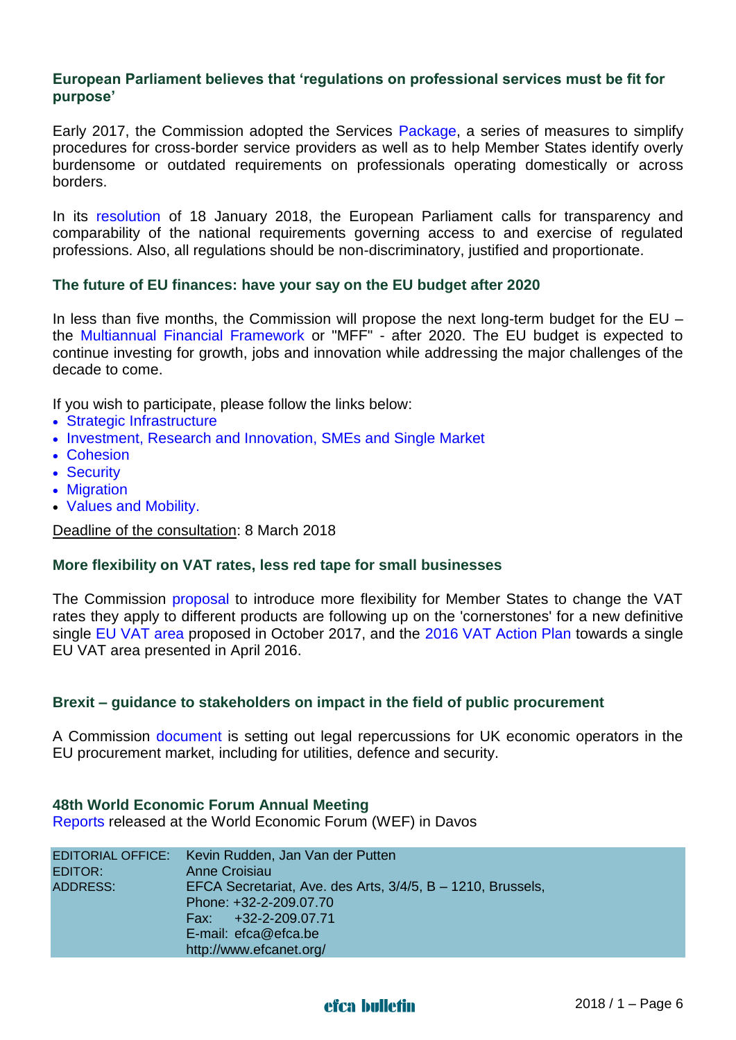### European Parliament believes that 'regulations on professional services must be fit for purpose'

Early 2017, the Commission adopted the Services Package, a series of measures to simplify procedures for cross-border service providers as well as to help Member States identify overly burdensome or outdated requirements on professionals operating domestically or across borders.

In its resolution of 18 January 2018, the European Parliament calls for transparency and comparability of the national requirements governing access to and exercise of regulated professions. Also, all regulations should be non-discriminatory, justified and proportionate.

### The future of EU finances: have your say on the EU budget after 2020

In less than five months, the Commission will propose the next long-term budget for the EU – the Multiannual Financial Framework or "MFF" - after 2020. The EU budget is expected to continue investing for growth, jobs and innovation while addressing the major challenges of the decade to come.

If you wish to participate, please follow the links below:

- Strategic Infrastructure
- Investment, Research and Innovation, SMEs and Single Market
- Cohesion
- Security
- Migration
- Values and Mobility.

Deadline of the consultation: 8 March 2018

### More flexibility on VAT rates, less red tape for small businesses

The Commission proposal to introduce more flexibility for Member States to change the VAT rates they apply to different products are following up on the 'cornerstones' for a new definitive single EU VAT area proposed in October 2017, and the 2016 VAT Action Plan towards a single EU VAT area presented in April 2016.

### Brexit – guidance to stakeholders on impact in the field of public procurement

A Commission document is setting out legal repercussions for UK economic operators in the EU procurement market, including for utilities, defence and security.

### 48th World Economic Forum Annual Meeting

Reports released at the World Economic Forum (WEF) in Davos

| | |
|---|---|
| EDITORIAL OFFICE: | Kevin Rudden, Jan Van der Putten |
| EDITOR: | Anne Croisiau |
| ADDRESS: | EFCA Secretariat, Ave. des Arts, 3/4/5, B – 1210, Brussels, Phone: +32-2-209.07.70 Fax: +32-2-209.07.71 E-mail: efca@efca.be http://www.efcanet.org/ |